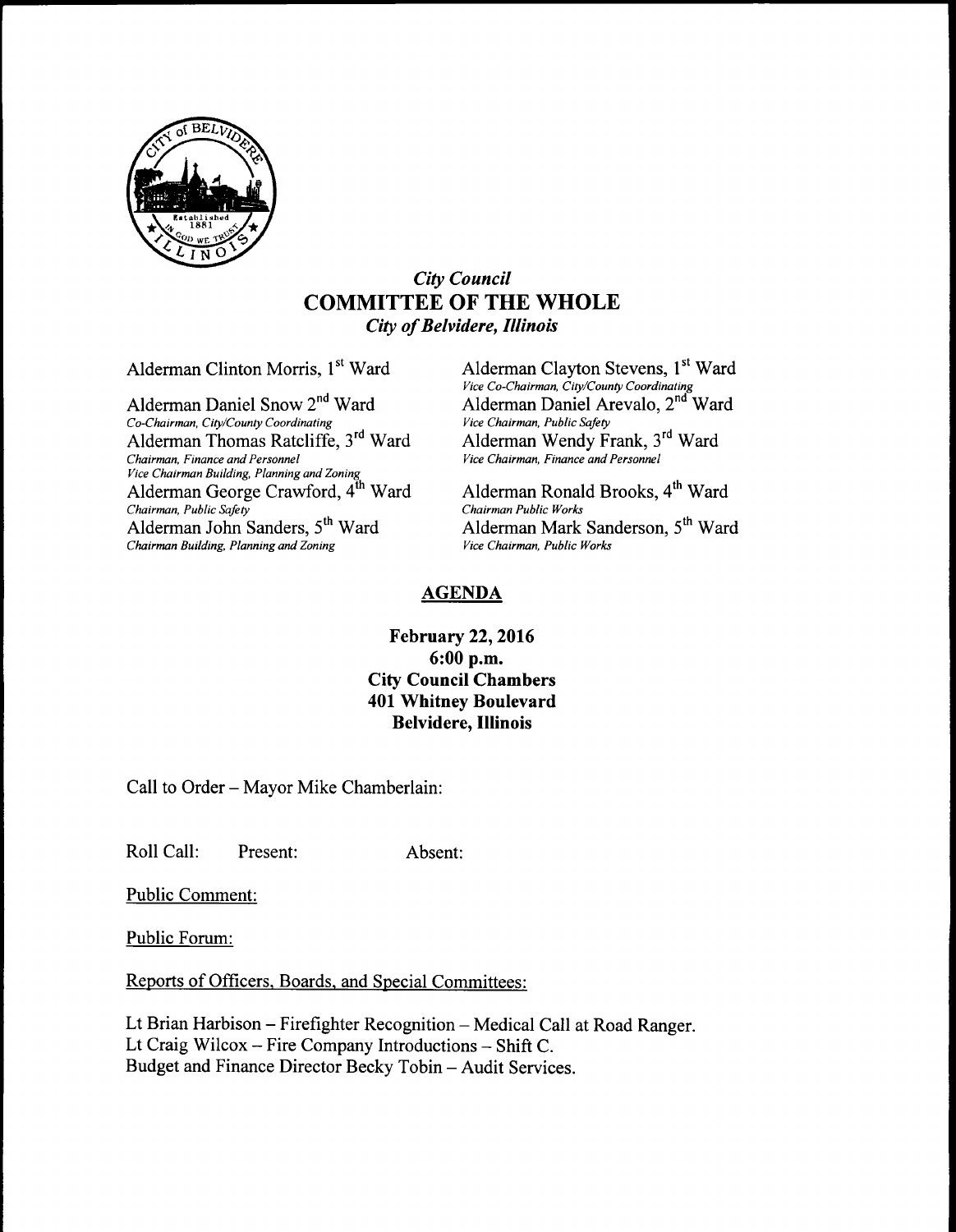*City Council*
# COMMITTEE OF THE WHOLE
*City of Belvidere, Illinois*

Alderman Clinton Morris, 1st Ward

Alderman Clayton Stevens, 1st Ward
*Vice Co-Chairman, City/County Coordinating*

Alderman Daniel Snow 2nd Ward
*Co-Chairman, City/County Coordinating*

Alderman Daniel Arevalo, 2nd Ward
*Vice Chairman, Public Safety*

Alderman Thomas Ratcliffe, 3rd Ward
*Chairman, Finance and Personnel*
*Vice Chairman Building, Planning and Zoning*

Alderman Wendy Frank, 3rd Ward
*Vice Chairman, Finance and Personnel*

Alderman George Crawford, 4th Ward
*Chairman, Public Safety*

Alderman Ronald Brooks, 4th Ward
*Chairman Public Works*

Alderman John Sanders, 5th Ward
*Chairman Building, Planning and Zoning*

Alderman Mark Sanderson, 5th Ward
*Vice Chairman, Public Works*

## AGENDA

**February 22, 2016**
**6:00 p.m.**
**City Council Chambers**
**401 Whitney Boulevard**
**Belvidere, Illinois**

Call to Order – Mayor Mike Chamberlain:

Roll Call: Present: Absent:

Public Comment:

Public Forum:

Reports of Officers, Boards, and Special Committees:

Lt Brian Harbison – Firefighter Recognition – Medical Call at Road Ranger.
Lt Craig Wilcox – Fire Company Introductions – Shift C.
Budget and Finance Director Becky Tobin – Audit Services.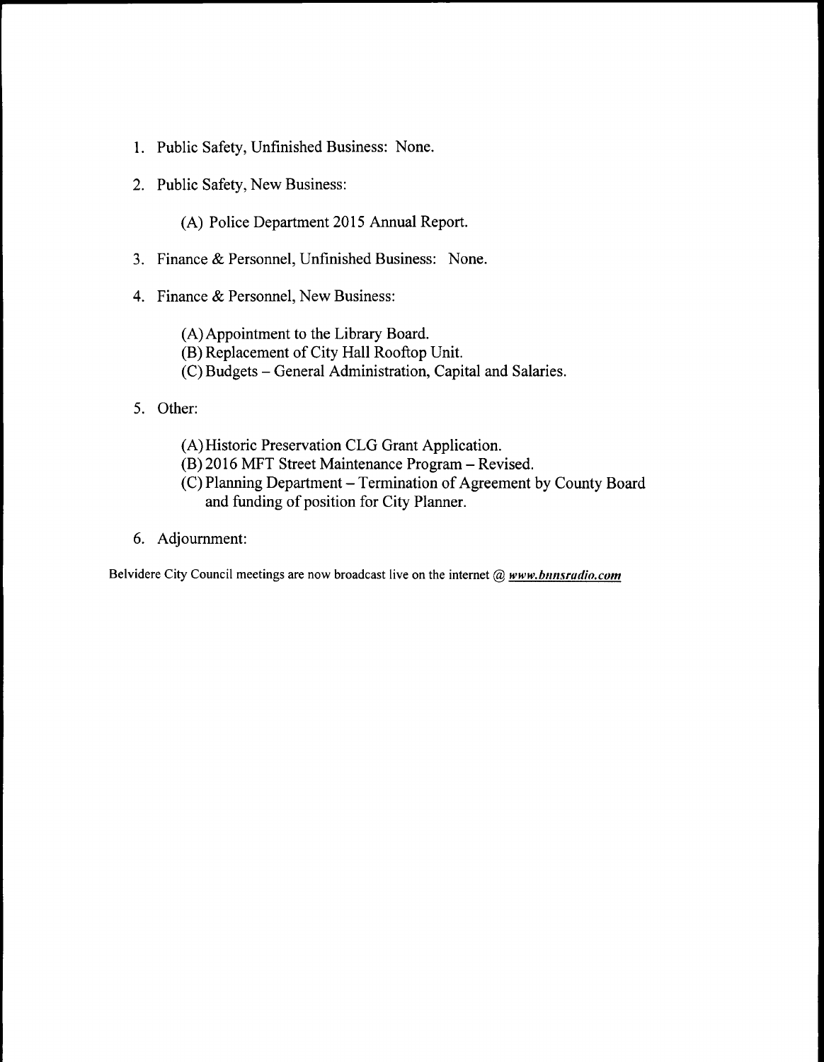1. Public Safety, Unfinished Business: None.

2. Public Safety, New Business:

    (A) Police Department 2015 Annual Report.

3. Finance & Personnel, Unfinished Business: None.

4. Finance & Personnel, New Business:

    (A) Appointment to the Library Board.
    (B) Replacement of City Hall Rooftop Unit.
    (C) Budgets – General Administration, Capital and Salaries.

5. Other:

    (A) Historic Preservation CLG Grant Application.
    (B) 2016 MFT Street Maintenance Program – Revised.
    (C) Planning Department – Termination of Agreement by County Board and funding of position for City Planner.

6. Adjournment:

Belvidere City Council meetings are now broadcast live on the internet @ ***www.bnnsradio.com***